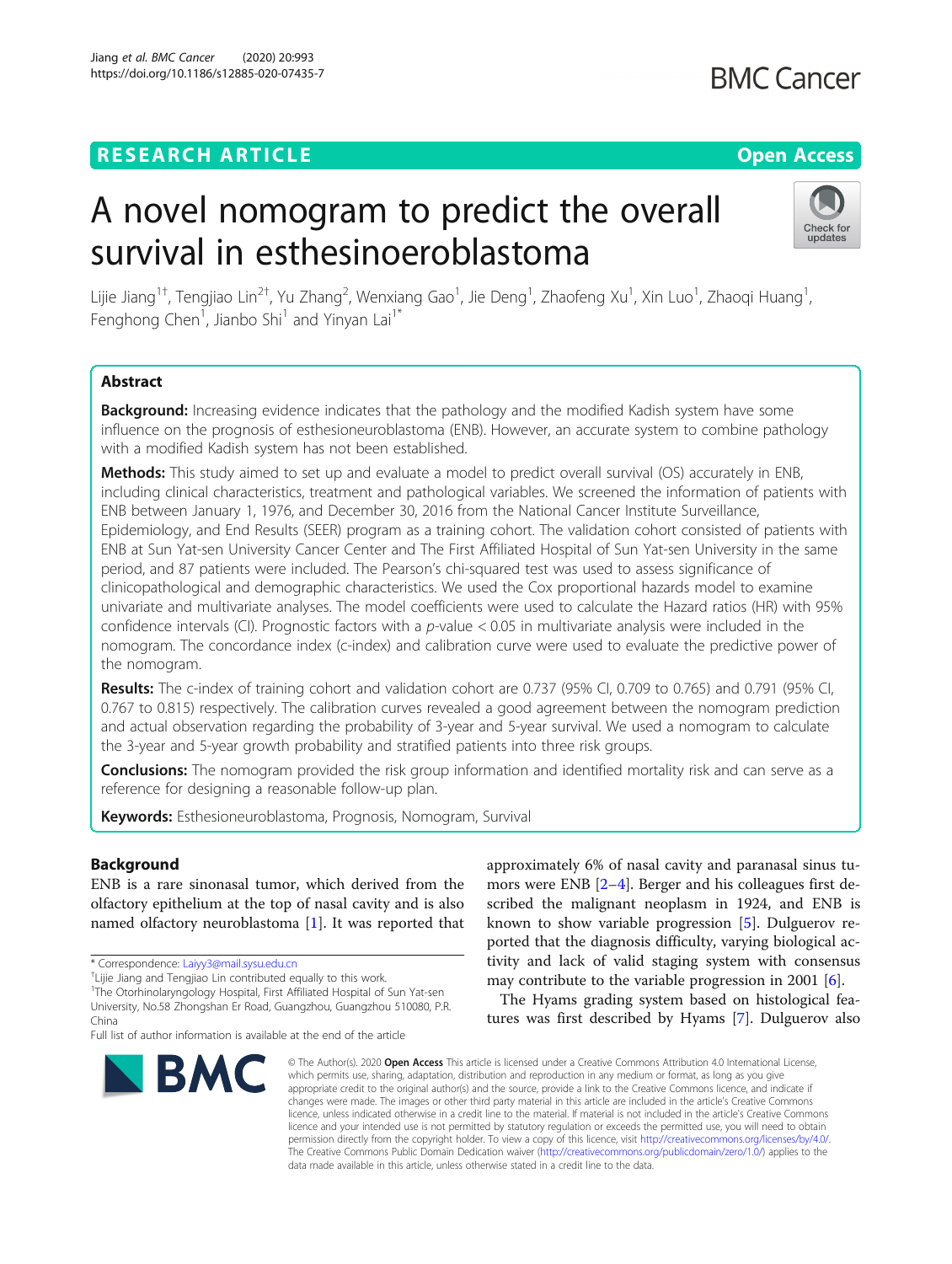RESEARCH ARTICLE

Open Access

# A novel nomogram to predict the overall survival in esthesinoeroblastoma

Lijie Jiang[1†], Tengjiao Lin[2†], Yu Zhang[2], Wenxiang Gao[1], Jie Deng[1], Zhaofeng Xu[1], Xin Luo[1], Zhaoqi Huang[1], Fenghong Chen[1], Jianbo Shi[1] and Yinyan Lai[1*]

## Abstract

**Background:** Increasing evidence indicates that the pathology and the modified Kadish system have some influence on the prognosis of esthesioneuroblastoma (ENB). However, an accurate system to combine pathology with a modified Kadish system has not been established.

**Methods:** This study aimed to set up and evaluate a model to predict overall survival (OS) accurately in ENB, including clinical characteristics, treatment and pathological variables. We screened the information of patients with ENB between January 1, 1976, and December 30, 2016 from the National Cancer Institute Surveillance, Epidemiology, and End Results (SEER) program as a training cohort. The validation cohort consisted of patients with ENB at Sun Yat-sen University Cancer Center and The First Affiliated Hospital of Sun Yat-sen University in the same period, and 87 patients were included. The Pearson's chi-squared test was used to assess significance of clinicopathological and demographic characteristics. We used the Cox proportional hazards model to examine univariate and multivariate analyses. The model coefficients were used to calculate the Hazard ratios (HR) with 95% confidence intervals (CI). Prognostic factors with a *p*-value < 0.05 in multivariate analysis were included in the nomogram. The concordance index (c-index) and calibration curve were used to evaluate the predictive power of the nomogram.

**Results:** The c-index of training cohort and validation cohort are 0.737 (95% CI, 0.709 to 0.765) and 0.791 (95% CI, 0.767 to 0.815) respectively. The calibration curves revealed a good agreement between the nomogram prediction and actual observation regarding the probability of 3-year and 5-year survival. We used a nomogram to calculate the 3-year and 5-year growth probability and stratified patients into three risk groups.

**Conclusions:** The nomogram provided the risk group information and identified mortality risk and can serve as a reference for designing a reasonable follow-up plan.

**Keywords:** Esthesioneuroblastoma, Prognosis, Nomogram, Survival

## Background

ENB is a rare sinonasal tumor, which derived from the olfactory epithelium at the top of nasal cavity and is also named olfactory neuroblastoma [1]. It was reported that approximately 6% of nasal cavity and paranasal sinus tumors were ENB [2–4]. Berger and his colleagues first described the malignant neoplasm in 1924, and ENB is known to show variable progression [5]. Dulguerov reported that the diagnosis difficulty, varying biological activity and lack of valid staging system with consensus may contribute to the variable progression in 2001 [6].

The Hyams grading system based on histological features was first described by Hyams [7]. Dulguerov also

* Correspondence: Laiyy3@mail.sysu.edu.cn

†Lijie Jiang and Tengjiao Lin contributed equally to this work.

[1]The Otorhinolaryngology Hospital, First Affiliated Hospital of Sun Yat-sen University, No.58 Zhongshan Er Road, Guangzhou, Guangzhou 510080, P.R. China

Full list of author information is available at the end of the article

© The Author(s). 2020 **Open Access** This article is licensed under a Creative Commons Attribution 4.0 International License, which permits use, sharing, adaptation, distribution and reproduction in any medium or format, as long as you give appropriate credit to the original author(s) and the source, provide a link to the Creative Commons licence, and indicate if changes were made. The images or other third party material in this article are included in the article's Creative Commons licence, unless indicated otherwise in a credit line to the material. If material is not included in the article's Creative Commons licence and your intended use is not permitted by statutory regulation or exceeds the permitted use, you will need to obtain permission directly from the copyright holder. To view a copy of this licence, visit http://creativecommons.org/licenses/by/4.0/. The Creative Commons Public Domain Dedication waiver (http://creativecommons.org/publicdomain/zero/1.0/) applies to the data made available in this article, unless otherwise stated in a credit line to the data.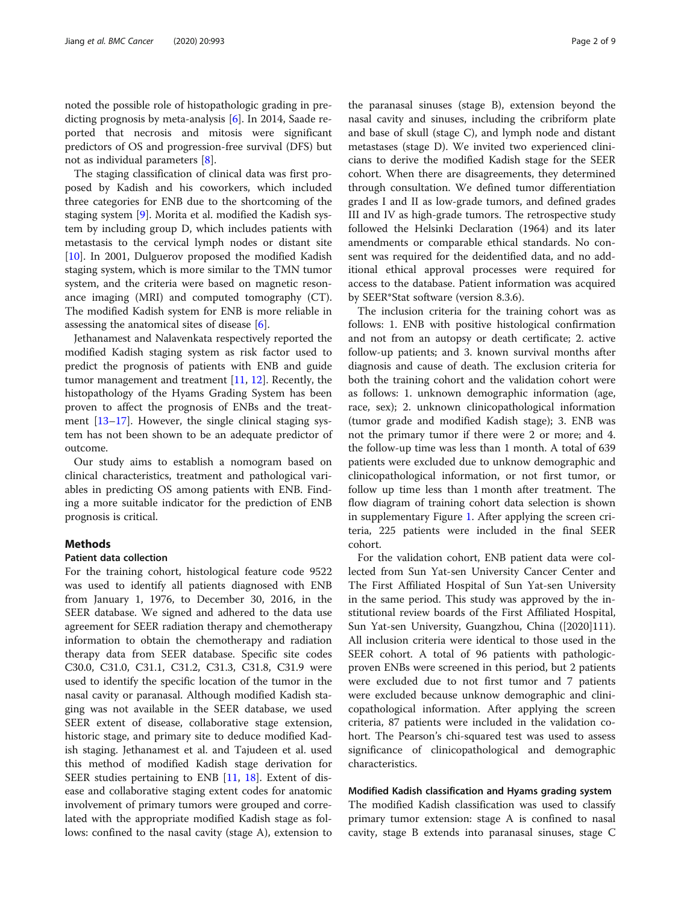noted the possible role of histopathologic grading in predicting prognosis by meta-analysis [6]. In 2014, Saade reported that necrosis and mitosis were significant predictors of OS and progression-free survival (DFS) but not as individual parameters [8].

The staging classification of clinical data was first proposed by Kadish and his coworkers, which included three categories for ENB due to the shortcoming of the staging system [9]. Morita et al. modified the Kadish system by including group D, which includes patients with metastasis to the cervical lymph nodes or distant site [10]. In 2001, Dulguerov proposed the modified Kadish staging system, which is more similar to the TMN tumor system, and the criteria were based on magnetic resonance imaging (MRI) and computed tomography (CT). The modified Kadish system for ENB is more reliable in assessing the anatomical sites of disease [6].

Jethanamest and Nalavenkata respectively reported the modified Kadish staging system as risk factor used to predict the prognosis of patients with ENB and guide tumor management and treatment [11, 12]. Recently, the histopathology of the Hyams Grading System has been proven to affect the prognosis of ENBs and the treatment [13–17]. However, the single clinical staging system has not been shown to be an adequate predictor of outcome.

Our study aims to establish a nomogram based on clinical characteristics, treatment and pathological variables in predicting OS among patients with ENB. Finding a more suitable indicator for the prediction of ENB prognosis is critical.

## Methods

### Patient data collection

For the training cohort, histological feature code 9522 was used to identify all patients diagnosed with ENB from January 1, 1976, to December 30, 2016, in the SEER database. We signed and adhered to the data use agreement for SEER radiation therapy and chemotherapy information to obtain the chemotherapy and radiation therapy data from SEER database. Specific site codes C30.0, C31.0, C31.1, C31.2, C31.3, C31.8, C31.9 were used to identify the specific location of the tumor in the nasal cavity or paranasal. Although modified Kadish staging was not available in the SEER database, we used SEER extent of disease, collaborative stage extension, historic stage, and primary site to deduce modified Kadish staging. Jethanamest et al. and Tajudeen et al. used this method of modified Kadish stage derivation for SEER studies pertaining to ENB [11, 18]. Extent of disease and collaborative staging extent codes for anatomic involvement of primary tumors were grouped and correlated with the appropriate modified Kadish stage as follows: confined to the nasal cavity (stage A), extension to the paranasal sinuses (stage B), extension beyond the nasal cavity and sinuses, including the cribriform plate and base of skull (stage C), and lymph node and distant metastases (stage D). We invited two experienced clinicians to derive the modified Kadish stage for the SEER cohort. When there are disagreements, they determined through consultation. We defined tumor differentiation grades I and II as low-grade tumors, and defined grades III and IV as high-grade tumors. The retrospective study followed the Helsinki Declaration (1964) and its later amendments or comparable ethical standards. No consent was required for the deidentified data, and no additional ethical approval processes were required for access to the database. Patient information was acquired by SEER*Stat software (version 8.3.6).

The inclusion criteria for the training cohort was as follows: 1. ENB with positive histological confirmation and not from an autopsy or death certificate; 2. active follow-up patients; and 3. known survival months after diagnosis and cause of death. The exclusion criteria for both the training cohort and the validation cohort were as follows: 1. unknown demographic information (age, race, sex); 2. unknown clinicopathological information (tumor grade and modified Kadish stage); 3. ENB was not the primary tumor if there were 2 or more; and 4. the follow-up time was less than 1 month. A total of 639 patients were excluded due to unknow demographic and clinicopathological information, or not first tumor, or follow up time less than 1 month after treatment. The flow diagram of training cohort data selection is shown in supplementary Figure 1. After applying the screen criteria, 225 patients were included in the final SEER cohort.

For the validation cohort, ENB patient data were collected from Sun Yat-sen University Cancer Center and The First Affiliated Hospital of Sun Yat-sen University in the same period. This study was approved by the institutional review boards of the First Affiliated Hospital, Sun Yat-sen University, Guangzhou, China ([2020]111). All inclusion criteria were identical to those used in the SEER cohort. A total of 96 patients with pathologic-proven ENBs were screened in this period, but 2 patients were excluded due to not first tumor and 7 patients were excluded because unknow demographic and clinicopathological information. After applying the screen criteria, 87 patients were included in the validation cohort. The Pearson's chi-squared test was used to assess significance of clinicopathological and demographic characteristics.

### Modified Kadish classification and Hyams grading system

The modified Kadish classification was used to classify primary tumor extension: stage A is confined to nasal cavity, stage B extends into paranasal sinuses, stage C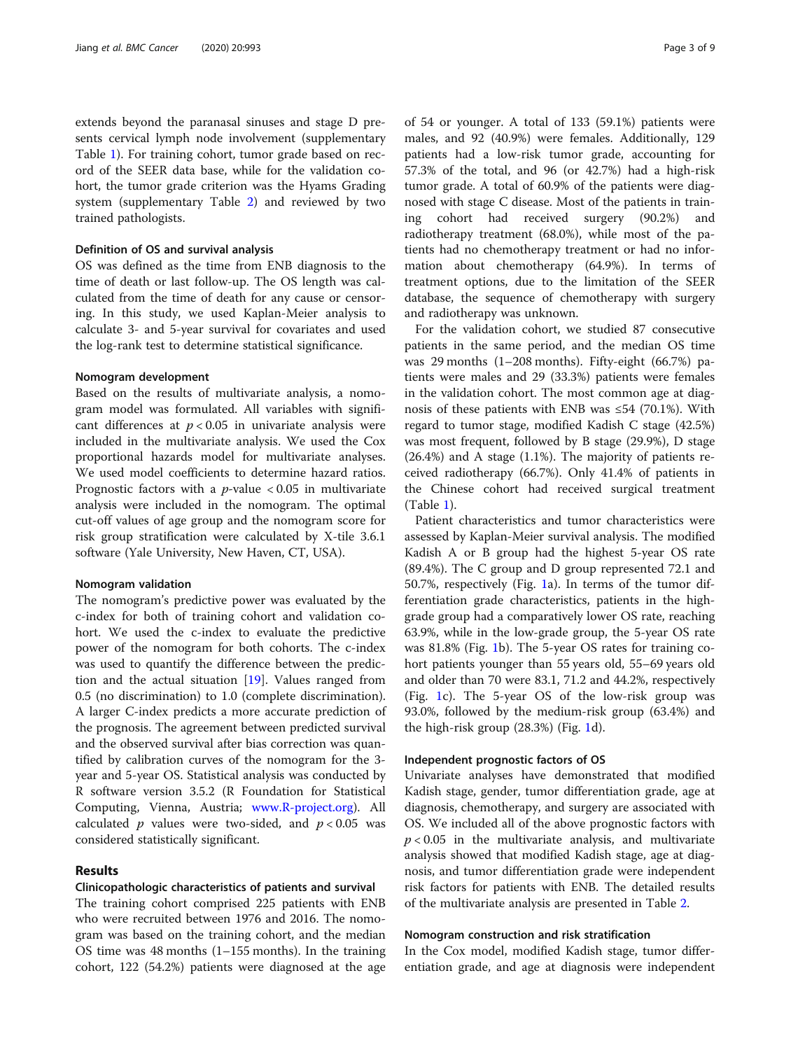extends beyond the paranasal sinuses and stage D presents cervical lymph node involvement (supplementary Table 1). For training cohort, tumor grade based on record of the SEER data base, while for the validation cohort, the tumor grade criterion was the Hyams Grading system (supplementary Table 2) and reviewed by two trained pathologists.

### Definition of OS and survival analysis

OS was defined as the time from ENB diagnosis to the time of death or last follow-up. The OS length was calculated from the time of death for any cause or censoring. In this study, we used Kaplan-Meier analysis to calculate 3- and 5-year survival for covariates and used the log-rank test to determine statistical significance.

### Nomogram development

Based on the results of multivariate analysis, a nomogram model was formulated. All variables with significant differences at $p < 0.05$ in univariate analysis were included in the multivariate analysis. We used the Cox proportional hazards model for multivariate analyses. We used model coefficients to determine hazard ratios. Prognostic factors with a $p$-value $< 0.05$ in multivariate analysis were included in the nomogram. The optimal cut-off values of age group and the nomogram score for risk group stratification were calculated by X-tile 3.6.1 software (Yale University, New Haven, CT, USA).

### Nomogram validation

The nomogram's predictive power was evaluated by the c-index for both of training cohort and validation cohort. We used the c-index to evaluate the predictive power of the nomogram for both cohorts. The c-index was used to quantify the difference between the prediction and the actual situation [19]. Values ranged from 0.5 (no discrimination) to 1.0 (complete discrimination). A larger C-index predicts a more accurate prediction of the prognosis. The agreement between predicted survival and the observed survival after bias correction was quantified by calibration curves of the nomogram for the 3-year and 5-year OS. Statistical analysis was conducted by R software version 3.5.2 (R Foundation for Statistical Computing, Vienna, Austria; www.R-project.org). All calculated $p$ values were two-sided, and $p < 0.05$ was considered statistically significant.

## Results

### Clinicopathologic characteristics of patients and survival

The training cohort comprised 225 patients with ENB who were recruited between 1976 and 2016. The nomogram was based on the training cohort, and the median OS time was 48 months (1–155 months). In the training cohort, 122 (54.2%) patients were diagnosed at the age of 54 or younger. A total of 133 (59.1%) patients were males, and 92 (40.9%) were females. Additionally, 129 patients had a low-risk tumor grade, accounting for 57.3% of the total, and 96 (or 42.7%) had a high-risk tumor grade. A total of 60.9% of the patients were diagnosed with stage C disease. Most of the patients in training cohort had received surgery (90.2%) and radiotherapy treatment (68.0%), while most of the patients had no chemotherapy treatment or had no information about chemotherapy (64.9%). In terms of treatment options, due to the limitation of the SEER database, the sequence of chemotherapy with surgery and radiotherapy was unknown.

For the validation cohort, we studied 87 consecutive patients in the same period, and the median OS time was 29 months (1–208 months). Fifty-eight (66.7%) patients were males and 29 (33.3%) patients were females in the validation cohort. The most common age at diagnosis of these patients with ENB was ≤54 (70.1%). With regard to tumor stage, modified Kadish C stage (42.5%) was most frequent, followed by B stage (29.9%), D stage (26.4%) and A stage (1.1%). The majority of patients received radiotherapy (66.7%). Only 41.4% of patients in the Chinese cohort had received surgical treatment (Table 1).

Patient characteristics and tumor characteristics were assessed by Kaplan-Meier survival analysis. The modified Kadish A or B group had the highest 5-year OS rate (89.4%). The C group and D group represented 72.1 and 50.7%, respectively (Fig. 1a). In terms of the tumor differentiation grade characteristics, patients in the high-grade group had a comparatively lower OS rate, reaching 63.9%, while in the low-grade group, the 5-year OS rate was 81.8% (Fig. 1b). The 5-year OS rates for training cohort patients younger than 55 years old, 55–69 years old and older than 70 were 83.1, 71.2 and 44.2%, respectively (Fig. 1c). The 5-year OS of the low-risk group was 93.0%, followed by the medium-risk group (63.4%) and the high-risk group (28.3%) (Fig. 1d).

### Independent prognostic factors of OS

Univariate analyses have demonstrated that modified Kadish stage, gender, tumor differentiation grade, age at diagnosis, chemotherapy, and surgery are associated with OS. We included all of the above prognostic factors with $p < 0.05$ in the multivariate analysis, and multivariate analysis showed that modified Kadish stage, age at diagnosis, and tumor differentiation grade were independent risk factors for patients with ENB. The detailed results of the multivariate analysis are presented in Table 2.

### Nomogram construction and risk stratification

In the Cox model, modified Kadish stage, tumor differentiation grade, and age at diagnosis were independent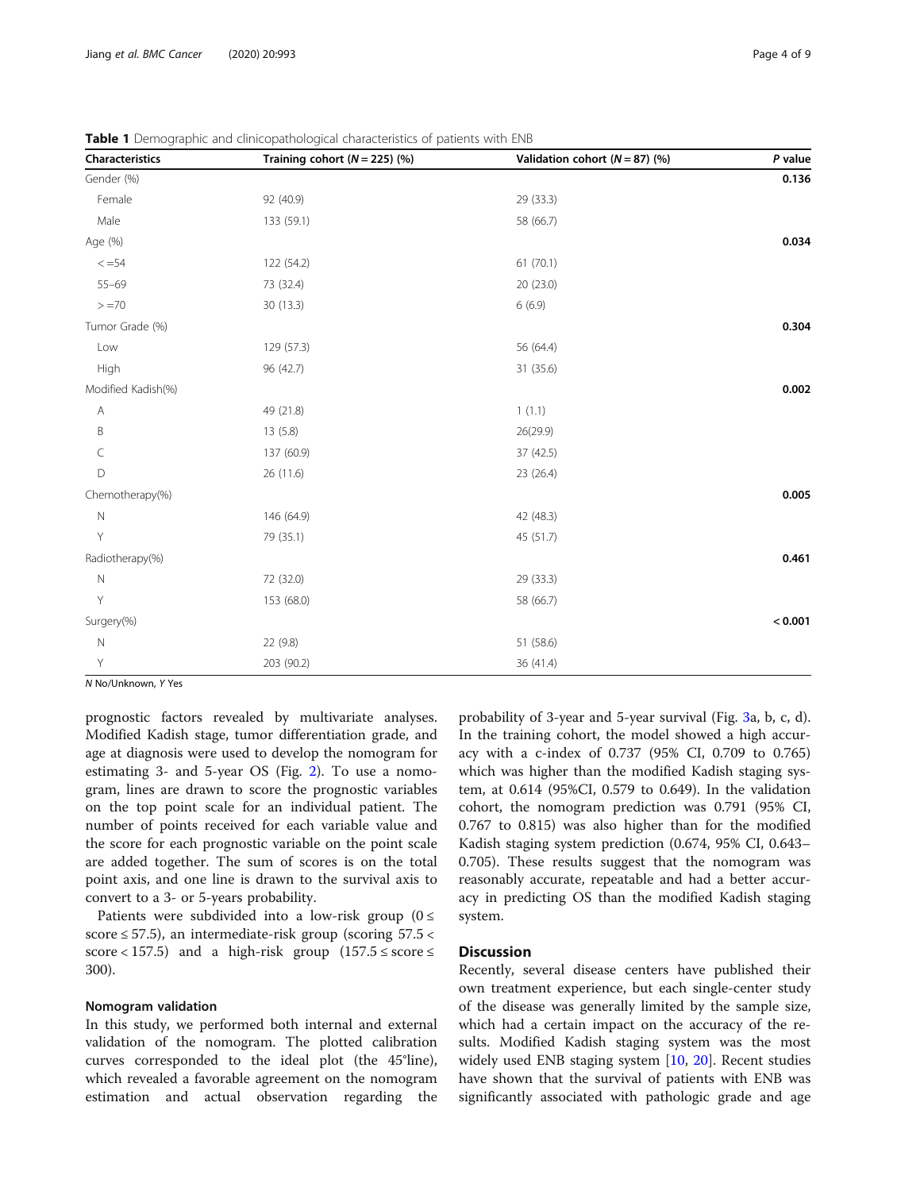**Table 1** Demographic and clinicopathological characteristics of patients with ENB

| Characteristics | Training cohort (N = 225) (%) | Validation cohort (N = 87) (%) | P value |
|---|---|---|---|
| Gender (%) | | | **0.136** |
| Female | 92 (40.9) | 29 (33.3) | |
| Male | 133 (59.1) | 58 (66.7) | |
| Age (%) | | | **0.034** |
| < =54 | 122 (54.2) | 61 (70.1) | |
| 55–69 | 73 (32.4) | 20 (23.0) | |
| > =70 | 30 (13.3) | 6 (6.9) | |
| Tumor Grade (%) | | | **0.304** |
| Low | 129 (57.3) | 56 (64.4) | |
| High | 96 (42.7) | 31 (35.6) | |
| Modified Kadish(%) | | | **0.002** |
| A | 49 (21.8) | 1 (1.1) | |
| B | 13 (5.8) | 26(29.9) | |
| C | 137 (60.9) | 37 (42.5) | |
| D | 26 (11.6) | 23 (26.4) | |
| Chemotherapy(%) | | | **0.005** |
| N | 146 (64.9) | 42 (48.3) | |
| Y | 79 (35.1) | 45 (51.7) | |
| Radiotherapy(%) | | | **0.461** |
| N | 72 (32.0) | 29 (33.3) | |
| Y | 153 (68.0) | 58 (66.7) | |
| Surgery(%) | | | **< 0.001** |
| N | 22 (9.8) | 51 (58.6) | |
| Y | 203 (90.2) | 36 (41.4) | |

*N* No/Unknown, *Y* Yes

prognostic factors revealed by multivariate analyses. Modified Kadish stage, tumor differentiation grade, and age at diagnosis were used to develop the nomogram for estimating 3- and 5-year OS (Fig. 2). To use a nomogram, lines are drawn to score the prognostic variables on the top point scale for an individual patient. The number of points received for each variable value and the score for each prognostic variable on the point scale are added together. The sum of scores is on the total point axis, and one line is drawn to the survival axis to convert to a 3- or 5-years probability.

Patients were subdivided into a low-risk group ($0 \leq$ score $\leq 57.5$), an intermediate-risk group (scoring $57.5 <$ score $< 157.5$) and a high-risk group ($157.5 \leq$ score $\leq$ 300).

### Nomogram validation

In this study, we performed both internal and external validation of the nomogram. The plotted calibration curves corresponded to the ideal plot (the 45°line), which revealed a favorable agreement on the nomogram estimation and actual observation regarding the probability of 3-year and 5-year survival (Fig. 3a, b, c, d). In the training cohort, the model showed a high accuracy with a c-index of 0.737 (95% CI, 0.709 to 0.765) which was higher than the modified Kadish staging system, at 0.614 (95%CI, 0.579 to 0.649). In the validation cohort, the nomogram prediction was 0.791 (95% CI, 0.767 to 0.815) was also higher than for the modified Kadish staging system prediction (0.674, 95% CI, 0.643–0.705). These results suggest that the nomogram was reasonably accurate, repeatable and had a better accuracy in predicting OS than the modified Kadish staging system.

## Discussion

Recently, several disease centers have published their own treatment experience, but each single-center study of the disease was generally limited by the sample size, which had a certain impact on the accuracy of the results. Modified Kadish staging system was the most widely used ENB staging system [10, 20]. Recent studies have shown that the survival of patients with ENB was significantly associated with pathologic grade and age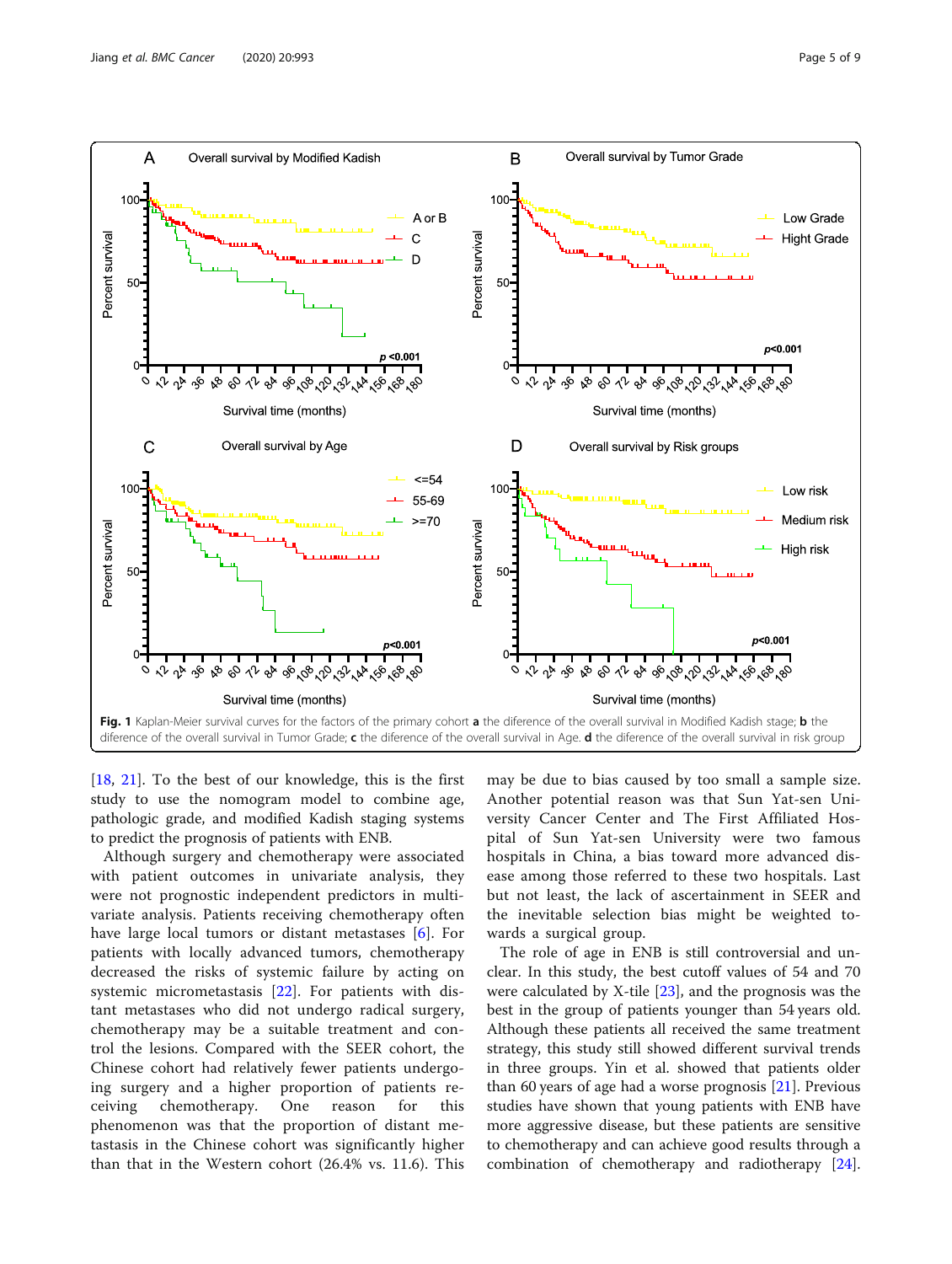Fig. 1 Kaplan-Meier survival curves for the factors of the primary cohort **a** the difference of the overall survival in Modified Kadish stage; **b** the difference of the overall survival in Tumor Grade; **c** the difference of the overall survival in Age. **d** the difference of the overall survival in risk group

[18, 21]. To the best of our knowledge, this is the first study to use the nomogram model to combine age, pathologic grade, and modified Kadish staging systems to predict the prognosis of patients with ENB.

Although surgery and chemotherapy were associated with patient outcomes in univariate analysis, they were not prognostic independent predictors in multivariate analysis. Patients receiving chemotherapy often have large local tumors or distant metastases [6]. For patients with locally advanced tumors, chemotherapy decreased the risks of systemic failure by acting on systemic micrometastasis [22]. For patients with distant metastases who did not undergo radical surgery, chemotherapy may be a suitable treatment and control the lesions. Compared with the SEER cohort, the Chinese cohort had relatively fewer patients undergoing surgery and a higher proportion of patients receiving chemotherapy. One reason for this phenomenon was that the proportion of distant metastasis in the Chinese cohort was significantly higher than that in the Western cohort (26.4% vs. 11.6). This may be due to bias caused by too small a sample size. Another potential reason was that Sun Yat-sen University Cancer Center and The First Affiliated Hospital of Sun Yat-sen University were two famous hospitals in China, a bias toward more advanced disease among those referred to these two hospitals. Last but not least, the lack of ascertainment in SEER and the inevitable selection bias might be weighted towards a surgical group.

The role of age in ENB is still controversial and unclear. In this study, the best cutoff values of 54 and 70 were calculated by X-tile [23], and the prognosis was the best in the group of patients younger than 54 years old. Although these patients all received the same treatment strategy, this study still showed different survival trends in three groups. Yin et al. showed that patients older than 60 years of age had a worse prognosis [21]. Previous studies have shown that young patients with ENB have more aggressive disease, but these patients are sensitive to chemotherapy and can achieve good results through a combination of chemotherapy and radiotherapy [24].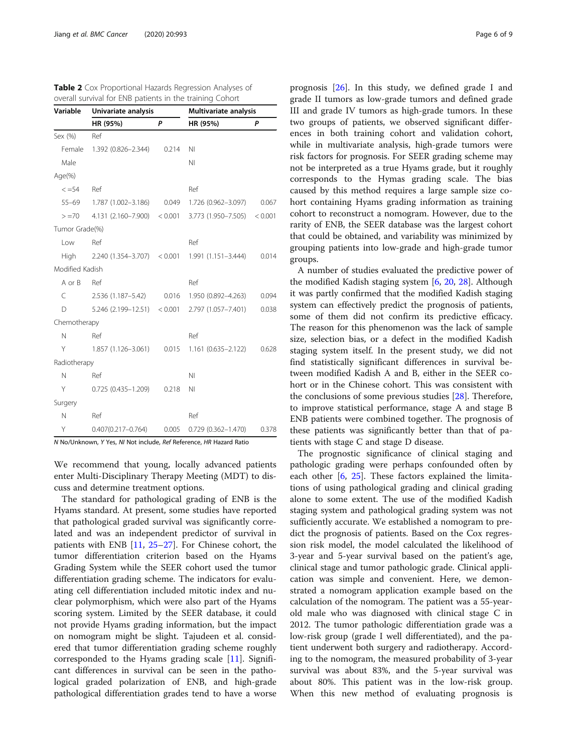**Table 2** Cox Proportional Hazards Regression Analyses of overall survival for ENB patients in the training Cohort

| Variable | Univariate analysis | | Multivariate analysis | |
|---|---|---|---|---|
| | HR (95%) | P | HR (95%) | P |
| Sex (%) | Ref | | | |
| Female | 1.392 (0.826–2.344) | 0.214 | NI | |
| Male | | | NI | |
| Age(%) | | | | |
| < =54 | Ref | | Ref | |
| 55–69 | 1.787 (1.002–3.186) | 0.049 | 1.726 (0.962–3.097) | 0.067 |
| > =70 | 4.131 (2.160–7.900) | < 0.001 | 3.773 (1.950–7.505) | < 0.001 |
| Tumor Grade(%) | | | | |
| Low | Ref | | Ref | |
| High | 2.240 (1.354–3.707) | < 0.001 | 1.991 (1.151–3.444) | 0.014 |
| Modified Kadish | | | | |
| A or B | Ref | | Ref | |
| C | 2.536 (1.187–5.42) | 0.016 | 1.950 (0.892–4.263) | 0.094 |
| D | 5.246 (2.199–12.51) | < 0.001 | 2.797 (1.057–7.401) | 0.038 |
| Chemotherapy | | | | |
| N | Ref | | Ref | |
| Y | 1.857 (1.126–3.061) | 0.015 | 1.161 (0.635–2.122) | 0.628 |
| Radiotherapy | | | | |
| N | Ref | | NI | |
| Y | 0.725 (0.435–1.209) | 0.218 | NI | |
| Surgery | | | | |
| N | Ref | | Ref | |
| Y | 0.407(0.217–0.764) | 0.005 | 0.729 (0.362–1.470) | 0.378 |

*N* No/Unknown, *Y* Yes, *NI* Not include, *Ref* Reference, *HR* Hazard Ratio

We recommend that young, locally advanced patients enter Multi-Disciplinary Therapy Meeting (MDT) to discuss and determine treatment options.

The standard for pathological grading of ENB is the Hyams standard. At present, some studies have reported that pathological graded survival was significantly correlated and was an independent predictor of survival in patients with ENB [11, 25–27]. For Chinese cohort, the tumor differentiation criterion based on the Hyams Grading System while the SEER cohort used the tumor differentiation grading scheme. The indicators for evaluating cell differentiation included mitotic index and nuclear polymorphism, which were also part of the Hyams scoring system. Limited by the SEER database, it could not provide Hyams grading information, but the impact on nomogram might be slight. Tajudeen et al. considered that tumor differentiation grading scheme roughly corresponded to the Hyams grading scale [11]. Significant differences in survival can be seen in the pathological graded polarization of ENB, and high-grade pathological differentiation grades tend to have a worse prognosis [26]. In this study, we defined grade I and grade II tumors as low-grade tumors and defined grade III and grade IV tumors as high-grade tumors. In these two groups of patients, we observed significant differences in both training cohort and validation cohort, while in multivariate analysis, high-grade tumors were risk factors for prognosis. For SEER grading scheme may not be interpreted as a true Hyams grade, but it roughly corresponds to the Hymas grading scale. The bias caused by this method requires a large sample size cohort containing Hyams grading information as training cohort to reconstruct a nomogram. However, due to the rarity of ENB, the SEER database was the largest cohort that could be obtained, and variability was minimized by grouping patients into low-grade and high-grade tumor groups.

A number of studies evaluated the predictive power of the modified Kadish staging system [6, 20, 28]. Although it was partly confirmed that the modified Kadish staging system can effectively predict the prognosis of patients, some of them did not confirm its predictive efficacy. The reason for this phenomenon was the lack of sample size, selection bias, or a defect in the modified Kadish staging system itself. In the present study, we did not find statistically significant differences in survival between modified Kadish A and B, either in the SEER cohort or in the Chinese cohort. This was consistent with the conclusions of some previous studies [28]. Therefore, to improve statistical performance, stage A and stage B ENB patients were combined together. The prognosis of these patients was significantly better than that of patients with stage C and stage D disease.

The prognostic significance of clinical staging and pathologic grading were perhaps confounded often by each other [6, 25]. These factors explained the limitations of using pathological grading and clinical grading alone to some extent. The use of the modified Kadish staging system and pathological grading system was not sufficiently accurate. We established a nomogram to predict the prognosis of patients. Based on the Cox regression risk model, the model calculated the likelihood of 3-year and 5-year survival based on the patient's age, clinical stage and tumor pathologic grade. Clinical application was simple and convenient. Here, we demonstrated a nomogram application example based on the calculation of the nomogram. The patient was a 55-year-old male who was diagnosed with clinical stage C in 2012. The tumor pathologic differentiation grade was a low-risk group (grade I well differentiated), and the patient underwent both surgery and radiotherapy. According to the nomogram, the measured probability of 3-year survival was about 83%, and the 5-year survival was about 80%. This patient was in the low-risk group. When this new method of evaluating prognosis is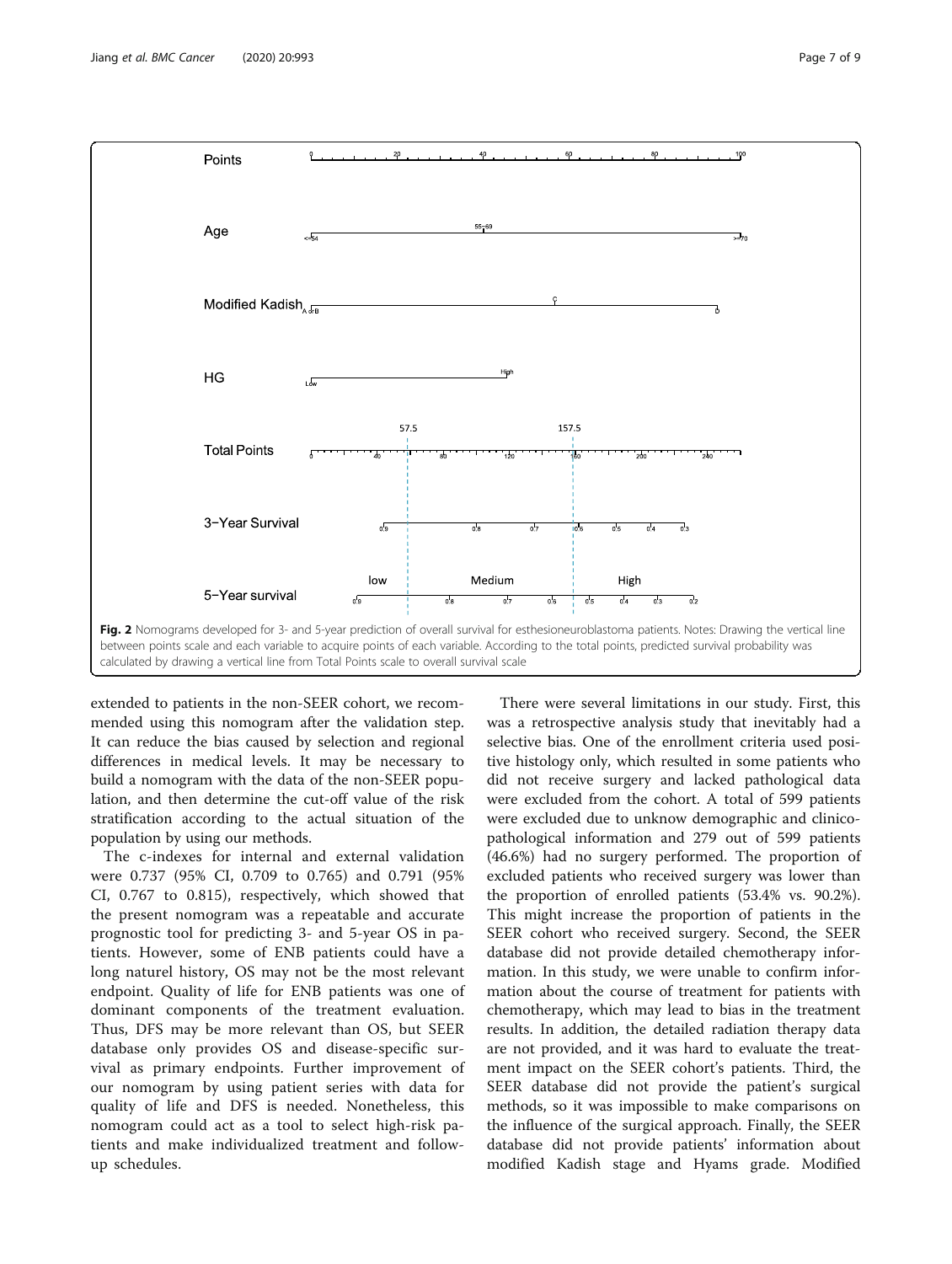Fig. 2 Nomograms developed for 3- and 5-year prediction of overall survival for esthesioneuroblastoma patients. Notes: Drawing the vertical line between points scale and each variable to acquire points of each variable. According to the total points, predicted survival probability was calculated by drawing a vertical line from Total Points scale to overall survival scale

extended to patients in the non-SEER cohort, we recommended using this nomogram after the validation step. It can reduce the bias caused by selection and regional differences in medical levels. It may be necessary to build a nomogram with the data of the non-SEER population, and then determine the cut-off value of the risk stratification according to the actual situation of the population by using our methods.

The c-indexes for internal and external validation were 0.737 (95% CI, 0.709 to 0.765) and 0.791 (95% CI, 0.767 to 0.815), respectively, which showed that the present nomogram was a repeatable and accurate prognostic tool for predicting 3- and 5-year OS in patients. However, some of ENB patients could have a long naturel history, OS may not be the most relevant endpoint. Quality of life for ENB patients was one of dominant components of the treatment evaluation. Thus, DFS may be more relevant than OS, but SEER database only provides OS and disease-specific survival as primary endpoints. Further improvement of our nomogram by using patient series with data for quality of life and DFS is needed. Nonetheless, this nomogram could act as a tool to select high-risk patients and make individualized treatment and follow-up schedules.

There were several limitations in our study. First, this was a retrospective analysis study that inevitably had a selective bias. One of the enrollment criteria used positive histology only, which resulted in some patients who did not receive surgery and lacked pathological data were excluded from the cohort. A total of 599 patients were excluded due to unknow demographic and clinicopathological information and 279 out of 599 patients (46.6%) had no surgery performed. The proportion of excluded patients who received surgery was lower than the proportion of enrolled patients (53.4% vs. 90.2%). This might increase the proportion of patients in the SEER cohort who received surgery. Second, the SEER database did not provide detailed chemotherapy information. In this study, we were unable to confirm information about the course of treatment for patients with chemotherapy, which may lead to bias in the treatment results. In addition, the detailed radiation therapy data are not provided, and it was hard to evaluate the treatment impact on the SEER cohort's patients. Third, the SEER database did not provide the patient's surgical methods, so it was impossible to make comparisons on the influence of the surgical approach. Finally, the SEER database did not provide patients' information about modified Kadish stage and Hyams grade. Modified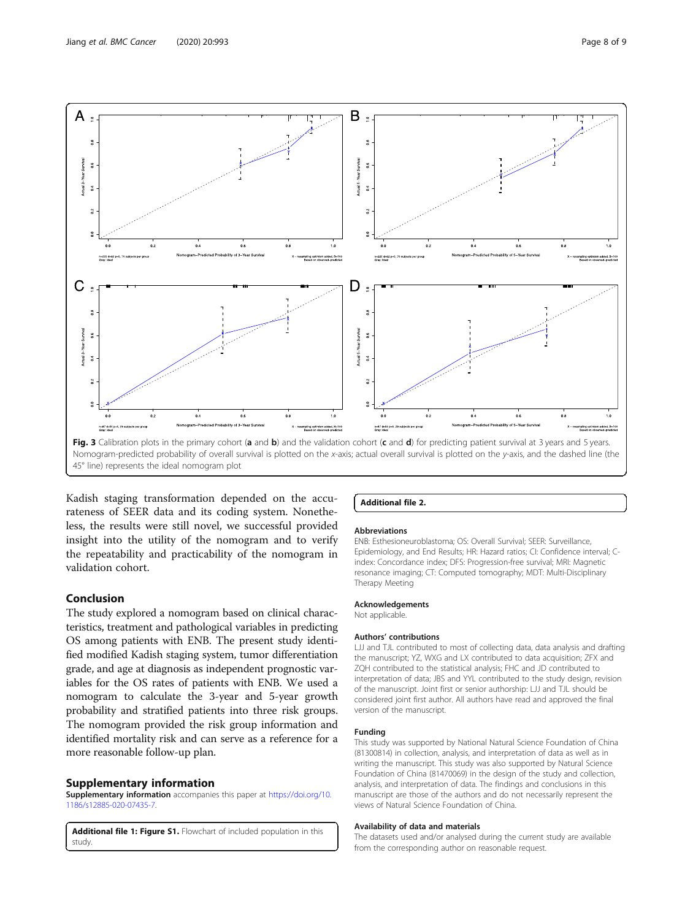A

Actual 3-Year Survival

Nomogram-Predicted Probability of 3-Year Survival

n=225 d=82 p=5, 75 subjects per group
Gray: ideal

X - resampling optimism added, B=100
Based on observed-predicted

B

Actual 5-Year Survival

Nomogram-Predicted Probability of 5-Year Survival

n=225 d=82 p=5, 75 subjects per group
Gray: ideal

X - resampling optimism added, B=100
Based on observed-predicted

C

Actual 3-Year Survival

Nomogram-Predicted Probability of 3-Year Survival

n=87 d=35 p=5, 29 subjects per group
Gray: ideal

X - resampling optimism added, B=100
Based on observed-predicted

D

Actual 5-Year Survival

Nomogram-Predicted Probability of 5-Year Survival

n=87 d=35 p=5, 29 subjects per group
Gray: ideal

X - resampling optimism added, B=100
Based on observed-predicted

**Fig. 3** Calibration plots in the primary cohort (**a** and **b**) and the validation cohort (**c** and **d**) for predicting patient survival at 3 years and 5 years. Nomogram-predicted probability of overall survival is plotted on the *x*-axis; actual overall survival is plotted on the *y*-axis, and the dashed line (the 45° line) represents the ideal nomogram plot

Kadish staging transformation depended on the accurateness of SEER data and its coding system. Nonetheless, the results were still novel, we successful provided insight into the utility of the nomogram and to verify the repeatability and practicability of the nomogram in validation cohort.

## Conclusion

The study explored a nomogram based on clinical characteristics, treatment and pathological variables in predicting OS among patients with ENB. The present study identified modified Kadish staging system, tumor differentiation grade, and age at diagnosis as independent prognostic variables for the OS rates of patients with ENB. We used a nomogram to calculate the 3-year and 5-year growth probability and stratified patients into three risk groups. The nomogram provided the risk group information and identified mortality risk and can serve as a reference for a more reasonable follow-up plan.

## Supplementary information

**Supplementary information** accompanies this paper at https://doi.org/10.1186/s12885-020-07435-7.

**Additional file 1: Figure S1.** Flowchart of included population in this study.

**Additional file 2.**

### Abbreviations

ENB: Esthesioneuroblastoma; OS: Overall Survival; SEER: Surveillance, Epidemiology, and End Results; HR: Hazard ratios; CI: Confidence interval; C-index: Concordance index; DFS: Progression-free survival; MRI: Magnetic resonance imaging; CT: Computed tomography; MDT: Multi-Disciplinary Therapy Meeting

### Acknowledgements

Not applicable.

### Authors' contributions

LJJ and TJL contributed to most of collecting data, data analysis and drafting the manuscript; YZ, WXG and LX contributed to data acquisition; ZFX and ZQH contributed to the statistical analysis; FHC and JD contributed to interpretation of data; JBS and YYL contributed to the study design, revision of the manuscript. Joint first or senior authorship: LJJ and TJL should be considered joint first author. All authors have read and approved the final version of the manuscript.

### Funding

This study was supported by National Natural Science Foundation of China (81300814) in collection, analysis, and interpretation of data as well as in writing the manuscript. This study was also supported by Natural Science Foundation of China (81470069) in the design of the study and collection, analysis, and interpretation of data. The findings and conclusions in this manuscript are those of the authors and do not necessarily represent the views of Natural Science Foundation of China.

### Availability of data and materials

The datasets used and/or analysed during the current study are available from the corresponding author on reasonable request.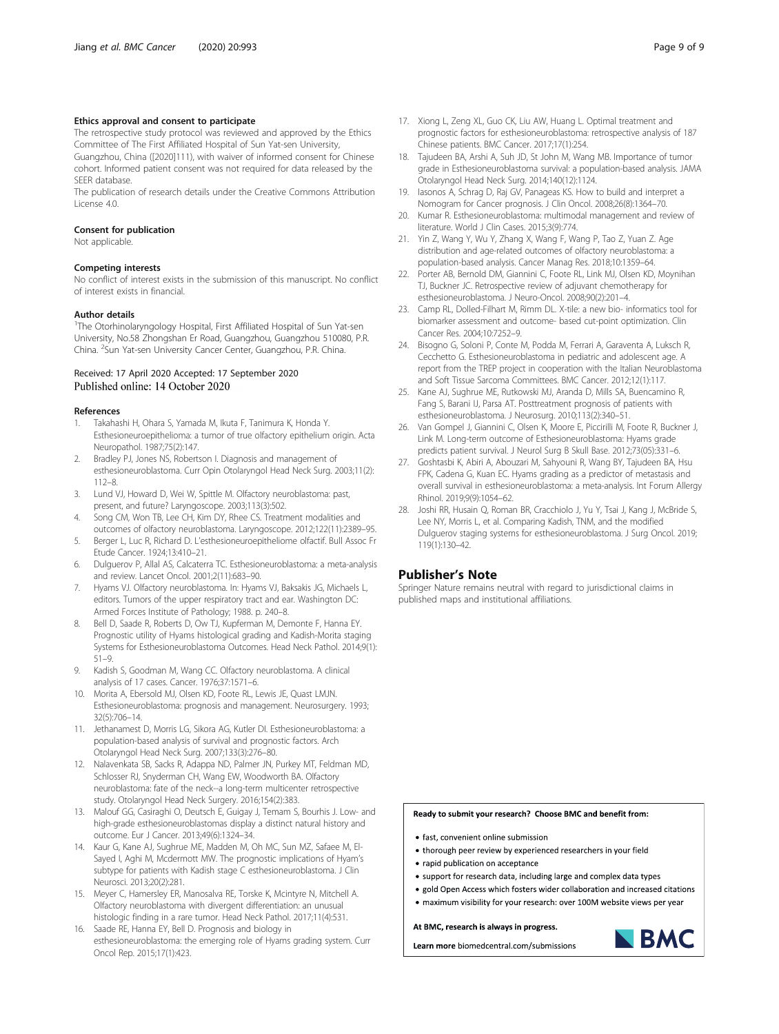### Ethics approval and consent to participate

The retrospective study protocol was reviewed and approved by the Ethics Committee of The First Affiliated Hospital of Sun Yat-sen University, Guangzhou, China ([2020]111), with waiver of informed consent for Chinese cohort. Informed patient consent was not required for data released by the SEER database.

The publication of research details under the Creative Commons Attribution License 4.0.

### Consent for publication

Not applicable.

### Competing interests

No conflict of interest exists in the submission of this manuscript. No conflict of interest exists in financial.

### Author details

[1]The Otorhinolaryngology Hospital, First Affiliated Hospital of Sun Yat-sen University, No.58 Zhongshan Er Road, Guangzhou, Guangzhou 510080, P.R. China. [2]Sun Yat-sen University Cancer Center, Guangzhou, P.R. China.

Received: 17 April 2020 Accepted: 17 September 2020
Published online: 14 October 2020

### References

1. Takahashi H, Ohara S, Yamada M, Ikuta F, Tanimura K, Honda Y. Esthesioneuroepithelioma: a tumor of true olfactory epithelium origin. Acta Neuropathol. 1987;75(2):147.
2. Bradley PJ, Jones NS, Robertson I. Diagnosis and management of esthesioneuroblastoma. Curr Opin Otolaryngol Head Neck Surg. 2003;11(2): 112–8.
3. Lund VJ, Howard D, Wei W, Spittle M. Olfactory neuroblastoma: past, present, and future? Laryngoscope. 2003;113(3):502.
4. Song CM, Won TB, Lee CH, Kim DY, Rhee CS. Treatment modalities and outcomes of olfactory neuroblastoma. Laryngoscope. 2012;122(11):2389–95.
5. Berger L, Luc R, Richard D. L'esthesioneuroepitheliome olfactif. Bull Assoc Fr Etude Cancer. 1924;13:410–21.
6. Dulguerov P, Allal AS, Calcaterra TC. Esthesioneuroblastoma: a meta-analysis and review. Lancet Oncol. 2001;2(11):683–90.
7. Hyams VJ. Olfactory neuroblastoma. In: Hyams VJ, Baksakis JG, Michaels L, editors. Tumors of the upper respiratory tract and ear. Washington DC: Armed Forces Institute of Pathology; 1988. p. 240–8.
8. Bell D, Saade R, Roberts D, Ow TJ, Kupferman M, Demonte F, Hanna EY. Prognostic utility of Hyams histological grading and Kadish-Morita staging Systems for Esthesioneuroblastoma Outcomes. Head Neck Pathol. 2014;9(1): 51–9.
9. Kadish S, Goodman M, Wang CC. Olfactory neuroblastoma. A clinical analysis of 17 cases. Cancer. 1976;37:1571–6.
10. Morita A, Ebersold MJ, Olsen KD, Foote RL, Lewis JE, Quast LMJN. Esthesioneuroblastoma: prognosis and management. Neurosurgery. 1993; 32(5):706–14.
11. Jethanamest D, Morris LG, Sikora AG, Kutler DI. Esthesioneuroblastoma: a population-based analysis of survival and prognostic factors. Arch Otolaryngol Head Neck Surg. 2007;133(3):276–80.
12. Nalavenkata SB, Sacks R, Adappa ND, Palmer JN, Purkey MT, Feldman MD, Schlosser RJ, Snyderman CH, Wang EW, Woodworth BA. Olfactory neuroblastoma: fate of the neck--a long-term multicenter retrospective study. Otolaryngol Head Neck Surgery. 2016;154(2):383.
13. Malouf GG, Casiraghi O, Deutsch E, Guigay J, Temam S, Bourhis J. Low- and high-grade esthesioneuroblastomas display a distinct natural history and outcome. Eur J Cancer. 2013;49(6):1324–34.
14. Kaur G, Kane AJ, Sughrue ME, Madden M, Oh MC, Sun MZ, Safaee M, El-Sayed I, Aghi M, Mcdermott MW. The prognostic implications of Hyam's subtype for patients with Kadish stage C esthesioneuroblastoma. J Clin Neurosci. 2013;20(2):281.
15. Meyer C, Hamersley ER, Manosalva RE, Torske K, Mcintyre N, Mitchell A. Olfactory neuroblastoma with divergent differentiation: an unusual histologic finding in a rare tumor. Head Neck Pathol. 2017;11(4):531.
16. Saade RE, Hanna EY, Bell D. Prognosis and biology in esthesioneuroblastoma: the emerging role of Hyams grading system. Curr Oncol Rep. 2015;17(1):423.
17. Xiong L, Zeng XL, Guo CK, Liu AW, Huang L. Optimal treatment and prognostic factors for esthesioneuroblastoma: retrospective analysis of 187 Chinese patients. BMC Cancer. 2017;17(1):254.
18. Tajudeen BA, Arshi A, Suh JD, St John M, Wang MB. Importance of tumor grade in Esthesioneuroblastoma survival: a population-based analysis. JAMA Otolaryngol Head Neck Surg. 2014;140(12):1124.
19. Iasonos A, Schrag D, Raj GV, Panageas KS. How to build and interpret a Nomogram for Cancer prognosis. J Clin Oncol. 2008;26(8):1364–70.
20. Kumar R. Esthesioneuroblastoma: multimodal management and review of literature. World J Clin Cases. 2015;3(9):774.
21. Yin Z, Wang Y, Wu Y, Zhang X, Wang F, Wang P, Tao Z, Yuan Z. Age distribution and age-related outcomes of olfactory neuroblastoma: a population-based analysis. Cancer Manag Res. 2018;10:1359–64.
22. Porter AB, Bernold DM, Giannini C, Foote RL, Link MJ, Olsen KD, Moynihan TJ, Buckner JC. Retrospective review of adjuvant chemotherapy for esthesioneuroblastoma. J Neuro-Oncol. 2008;90(2):201–4.
23. Camp RL, Dolled-Filhart M, Rimm DL. X-tile: a new bio- informatics tool for biomarker assessment and outcome- based cut-point optimization. Clin Cancer Res. 2004;10:7252–9.
24. Bisogno G, Soloni P, Conte M, Podda M, Ferrari A, Garaventa A, Luksch R, Cecchetto G. Esthesioneuroblastoma in pediatric and adolescent age. A report from the TREP project in cooperation with the Italian Neuroblastoma and Soft Tissue Sarcoma Committees. BMC Cancer. 2012;12(1):117.
25. Kane AJ, Sughrue ME, Rutkowski MJ, Aranda D, Mills SA, Buencamino R, Fang S, Barani IJ, Parsa AT. Posttreatment prognosis of patients with esthesioneuroblastoma. J Neurosurg. 2010;113(2):340–51.
26. Van Gompel J, Giannini C, Olsen K, Moore E, Piccirilli M, Foote R, Buckner J, Link M. Long-term outcome of Esthesioneuroblastoma: Hyams grade predicts patient survival. J Neurol Surg B Skull Base. 2012;73(05):331–6.
27. Goshtasbi K, Abiri A, Abouzari M, Sahyouni R, Wang BY, Tajudeen BA, Hsu FPK, Cadena G, Kuan EC. Hyams grading as a predictor of metastasis and overall survival in esthesioneuroblastoma: a meta-analysis. Int Forum Allergy Rhinol. 2019;9(9):1054–62.
28. Joshi RR, Husain Q, Roman BR, Cracchiolo J, Yu Y, Tsai J, Kang J, McBride S, Lee NY, Morris L, et al. Comparing Kadish, TNM, and the modified Dulguerov staging systems for esthesioneuroblastoma. J Surg Oncol. 2019; 119(1):130–42.

## Publisher's Note

Springer Nature remains neutral with regard to jurisdictional claims in published maps and institutional affiliations.

**Ready to submit your research? Choose BMC and benefit from:**

- fast, convenient online submission
- thorough peer review by experienced researchers in your field
- rapid publication on acceptance
- support for research data, including large and complex data types
- gold Open Access which fosters wider collaboration and increased citations
- maximum visibility for your research: over 100M website views per year

**At BMC, research is always in progress.**

**Learn more** biomedcentral.com/submissions